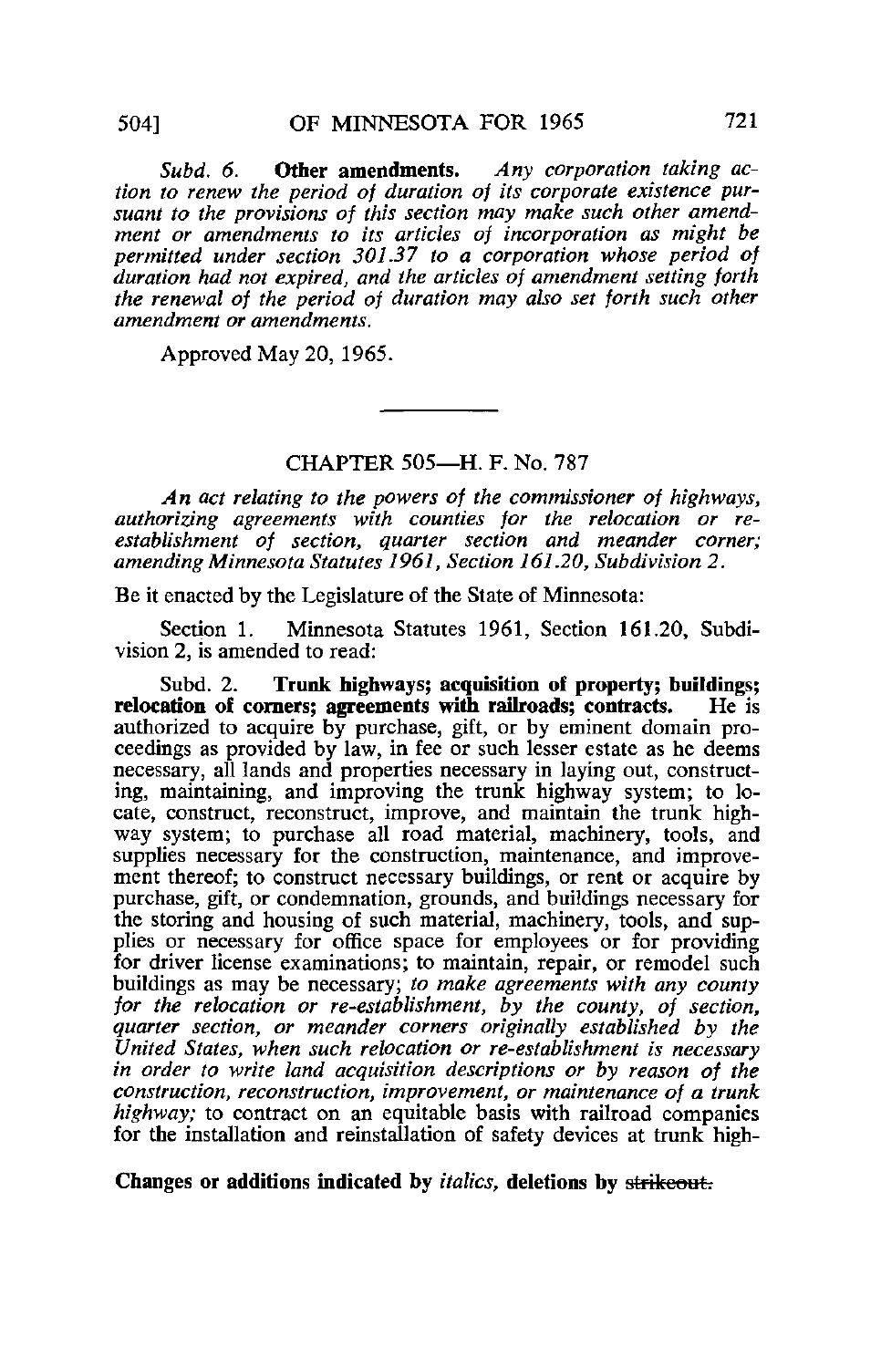*Subd. 6.* **Other amendments.** *Any corporation taking action to renew the period of duration of its corporate existence pursuant to the provisions of this section may make such other amendment or amendments to its articles of incorporation as might be permitted under section 301.37 to a corporation whose period of duration had not expired, and the articles of amendment setting forth the renewal of the period of duration may also set forth such other amendment or amendments.*

Approved May 20, 1965.

---

## CHAPTER 505—H. F. No. 787

*An act relating to the powers of the commissioner of highways, authorizing agreements with counties for the relocation or re-establishment of section, quarter section and meander corner; amending Minnesota Statutes 1961, Section 161.20, Subdivision 2.*

Be it enacted by the Legislature of the State of Minnesota:

Section 1. Minnesota Statutes 1961, Section 161.20, Subdivision 2, is amended to read:

Subd. 2. **Trunk highways; acquisition of property; buildings; relocation of corners; agreements with railroads; contracts.** He is authorized to acquire by purchase, gift, or by eminent domain proceedings as provided by law, in fee or such lesser estate as he deems necessary, all lands and properties necessary in laying out, constructing, maintaining, and improving the trunk highway system; to locate, construct, reconstruct, improve, and maintain the trunk highway system; to purchase all road material, machinery, tools, and supplies necessary for the construction, maintenance, and improvement thereof; to construct necessary buildings, or rent or acquire by purchase, gift, or condemnation, grounds, and buildings necessary for the storing and housing of such material, machinery, tools, and supplies or necessary for office space for employees or for providing for driver license examinations; to maintain, repair, or remodel such buildings as may be necessary; *to make agreements with any county for the relocation or re-establishment, by the county, of section, quarter section, or meander corners originally established by the United States, when such relocation or re-establishment is necessary in order to write land acquisition descriptions or by reason of the construction, reconstruction, improvement, or maintenance of a trunk highway;* to contract on an equitable basis with railroad companies for the installation and reinstallation of safety devices at trunk high-

**Changes or additions indicated by** *italics*, **deletions by** ~~strikeout.~~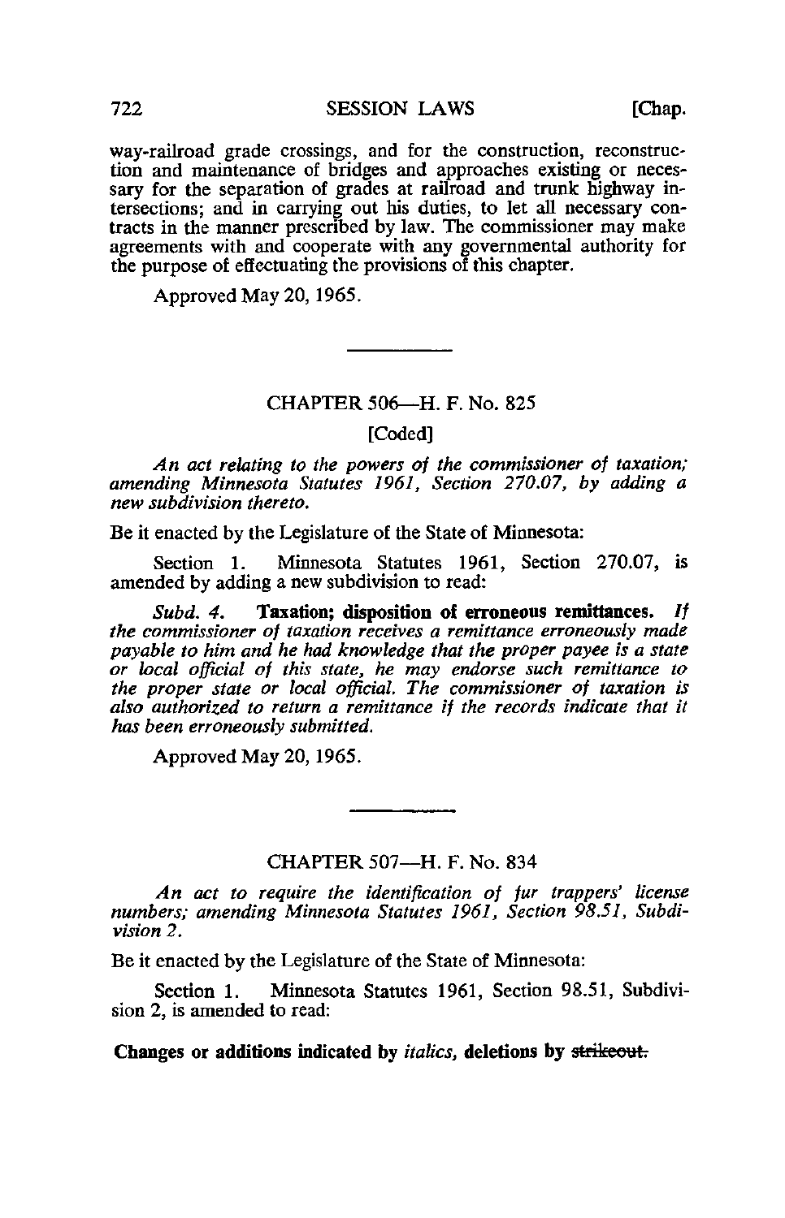way-railroad grade crossings, and for the construction, reconstruction and maintenance of bridges and approaches existing or necessary for the separation of grades at railroad and trunk highway intersections; and in carrying out his duties, to let all necessary contracts in the manner prescribed by law. The commissioner may make agreements with and cooperate with any governmental authority for the purpose of effectuating the provisions of this chapter.

Approved May 20, 1965.

---

## CHAPTER 506—H. F. No. 825

[Coded]

*An act relating to the powers of the commissioner of taxation; amending Minnesota Statutes 1961, Section 270.07, by adding a new subdivision thereto.*

Be it enacted by the Legislature of the State of Minnesota:

Section 1. Minnesota Statutes 1961, Section 270.07, is amended by adding a new subdivision to read:

*Subd. 4.* **Taxation; disposition of erroneous remittances.** *If the commissioner of taxation receives a remittance erroneously made payable to him and he had knowledge that the proper payee is a state or local official of this state, he may endorse such remittance to the proper state or local official. The commissioner of taxation is also authorized to return a remittance if the records indicate that it has been erroneously submitted.*

Approved May 20, 1965.

---

## CHAPTER 507—H. F. No. 834

*An act to require the identification of fur trappers' license numbers; amending Minnesota Statutes 1961, Section 98.51, Subdivision 2.*

Be it enacted by the Legislature of the State of Minnesota:

Section 1. Minnesota Statutes 1961, Section 98.51, Subdivision 2, is amended to read:

**Changes or additions indicated by *italics*, deletions by ~~strikeout.~~**